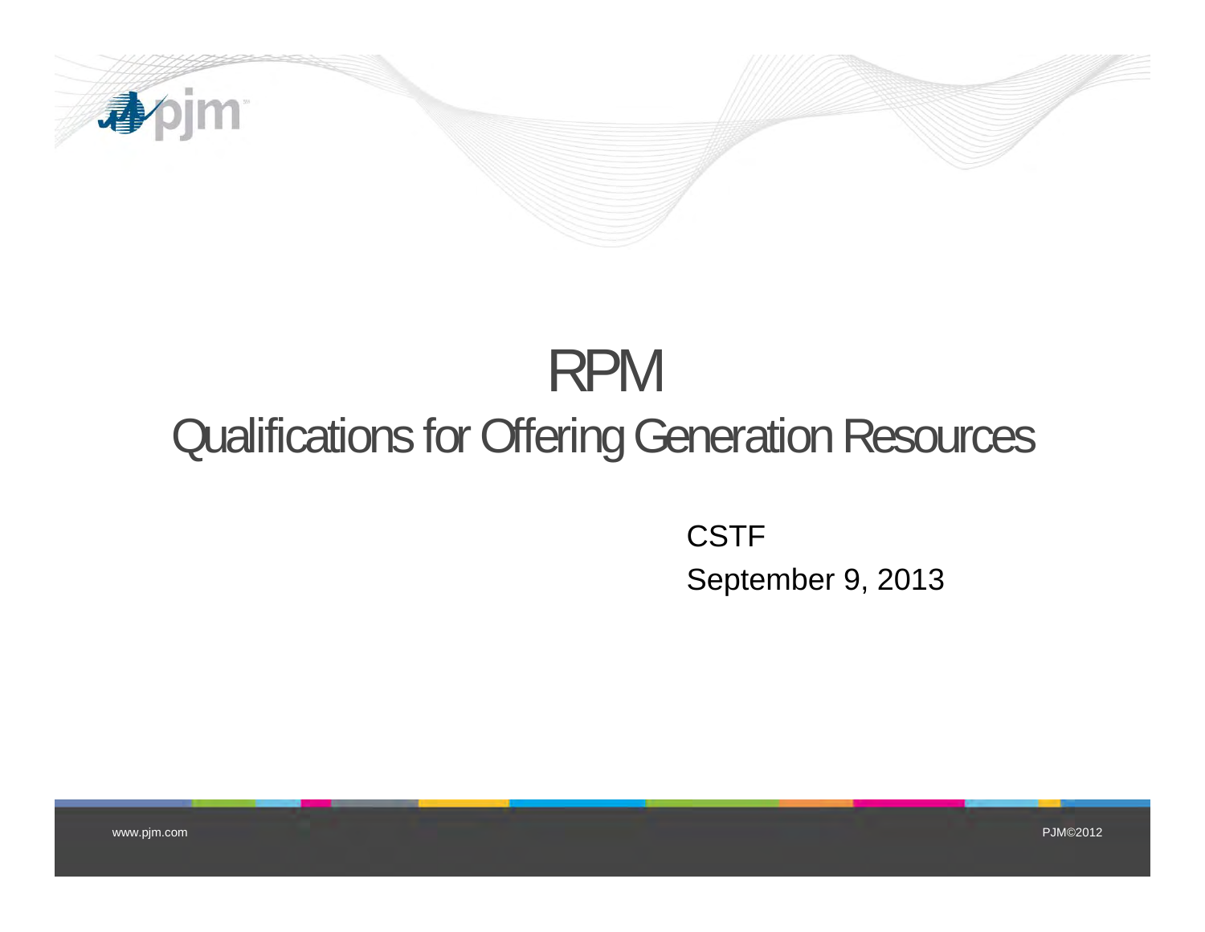# RPM

## Qualifications for Offering Generation Resources

CSTF

September 9, 2013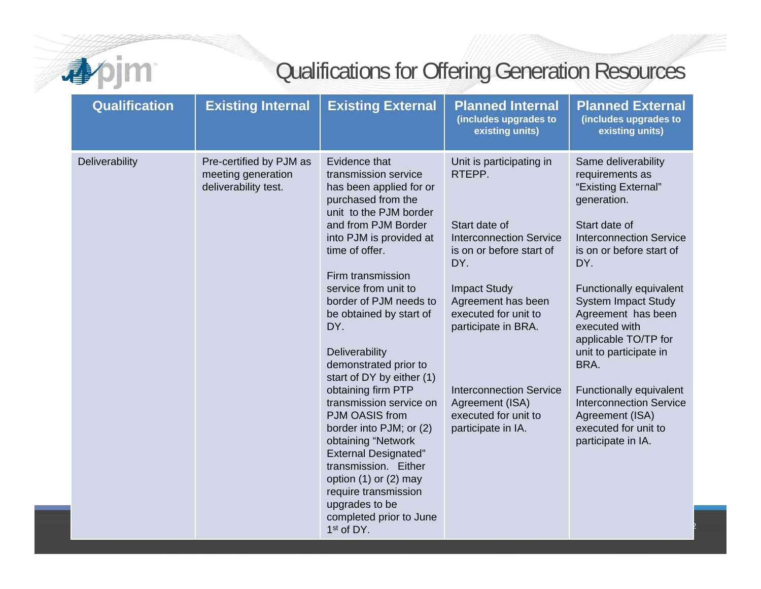# Qualifications for Offering Generation Resources

| Qualification | Existing Internal | Existing External | Planned Internal (includes upgrades to existing units) | Planned External (includes upgrades to existing units) |
|---|---|---|---|---|
| Deliverability | Pre-certified by PJM as meeting generation deliverability test. | Evidence that transmission service has been applied for or purchased from the unit to the PJM border and from PJM Border into PJM is provided at time of offer.<br><br>Firm transmission service from unit to border of PJM needs to be obtained by start of DY.<br><br>Deliverability demonstrated prior to start of DY by either (1) obtaining firm PTP transmission service on PJM OASIS from border into PJM; or (2) obtaining "Network External Designated" transmission. Either option (1) or (2) may require transmission upgrades to be completed prior to June 1st of DY. | Unit is participating in RTEPP.<br><br>Start date of Interconnection Service is on or before start of DY.<br><br>Impact Study Agreement has been executed for unit to participate in BRA.<br><br>Interconnection Service Agreement (ISA) executed for unit to participate in IA. | Same deliverability requirements as "Existing External" generation.<br><br>Start date of Interconnection Service is on or before start of DY.<br><br>Functionally equivalent System Impact Study Agreement has been executed with applicable TO/TP for unit to participate in BRA.<br><br>Functionally equivalent Interconnection Service Agreement (ISA) executed for unit to participate in IA. |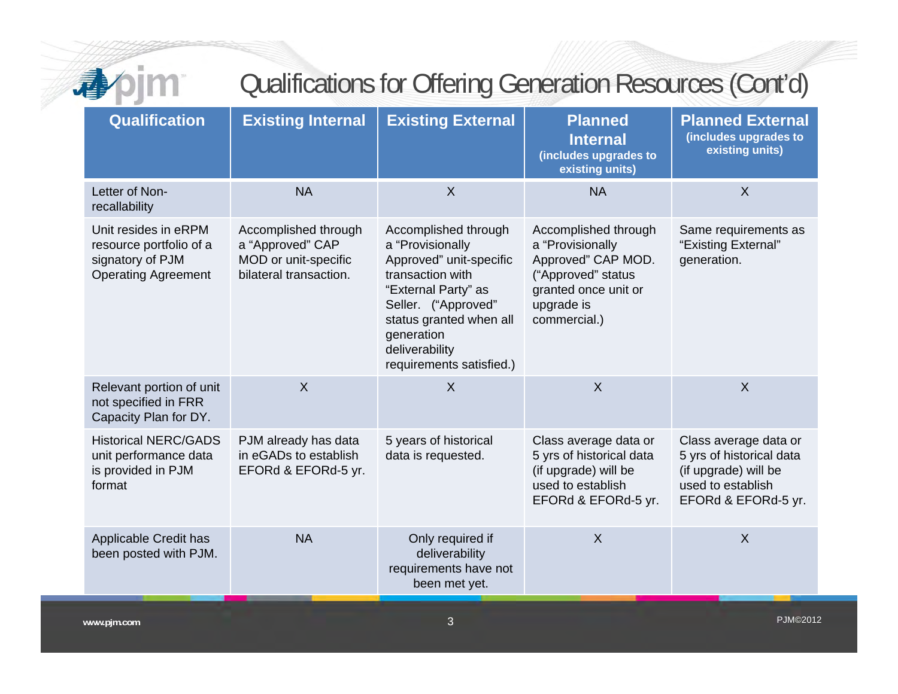# Qualifications for Offering Generation Resources (Cont'd)

| Qualification | Existing Internal | Existing External | Planned Internal (includes upgrades to existing units) | Planned External (includes upgrades to existing units) |
|---|---|---|---|---|
| Letter of Non-recallability | NA | X | NA | X |
| Unit resides in eRPM resource portfolio of a signatory of PJM Operating Agreement | Accomplished through a "Approved" CAP MOD or unit-specific bilateral transaction. | Accomplished through a "Provisionally Approved" unit-specific transaction with "External Party" as Seller. ("Approved" status granted when all generation deliverability requirements satisfied.) | Accomplished through a "Provisionally Approved" CAP MOD. ("Approved" status granted once unit or upgrade is commercial.) | Same requirements as "Existing External" generation. |
| Relevant portion of unit not specified in FRR Capacity Plan for DY. | X | X | X | X |
| Historical NERC/GADS unit performance data is provided in PJM format | PJM already has data in eGADs to establish EFORd & EFORd-5 yr. | 5 years of historical data is requested. | Class average data or 5 yrs of historical data (if upgrade) will be used to establish EFORd & EFORd-5 yr. | Class average data or 5 yrs of historical data (if upgrade) will be used to establish EFORd & EFORd-5 yr. |
| Applicable Credit has been posted with PJM. | NA | Only required if deliverability requirements have not been met yet. | X | X |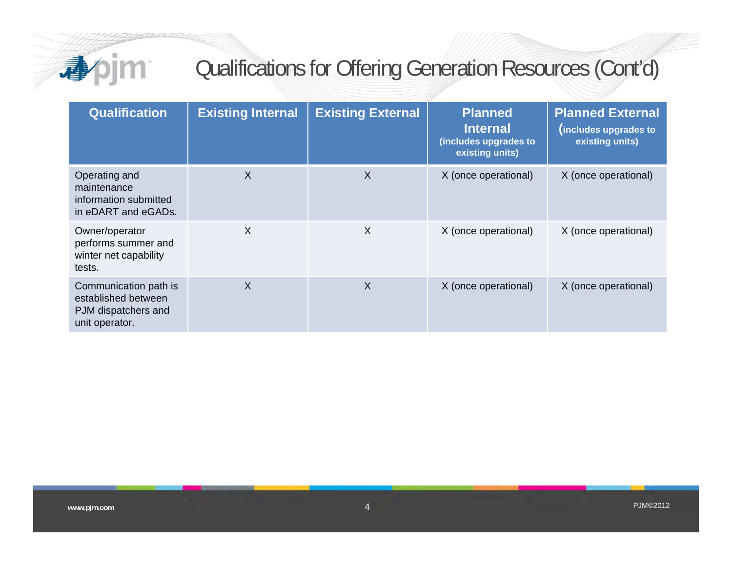# Qualifications for Offering Generation Resources (Cont'd)

| Qualification | Existing Internal | Existing External | Planned Internal (includes upgrades to existing units) | Planned External (includes upgrades to existing units) |
|---|---|---|---|---|
| Operating and maintenance information submitted in eDART and eGADs. | X | X | X (once operational) | X (once operational) |
| Owner/operator performs summer and winter net capability tests. | X | X | X (once operational) | X (once operational) |
| Communication path is established between PJM dispatchers and unit operator. | X | X | X (once operational) | X (once operational) |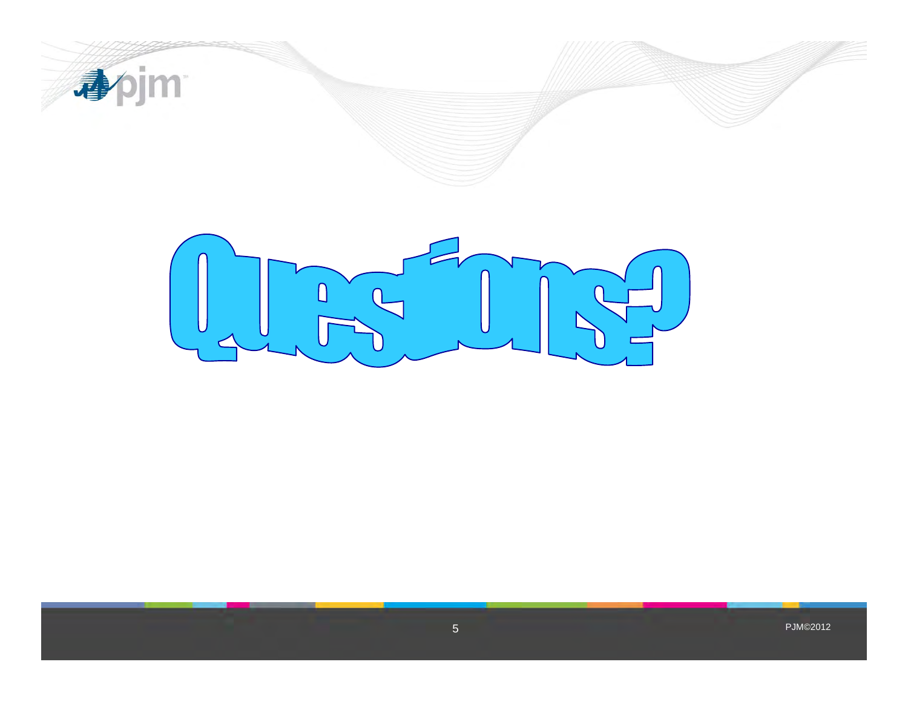# Questions?